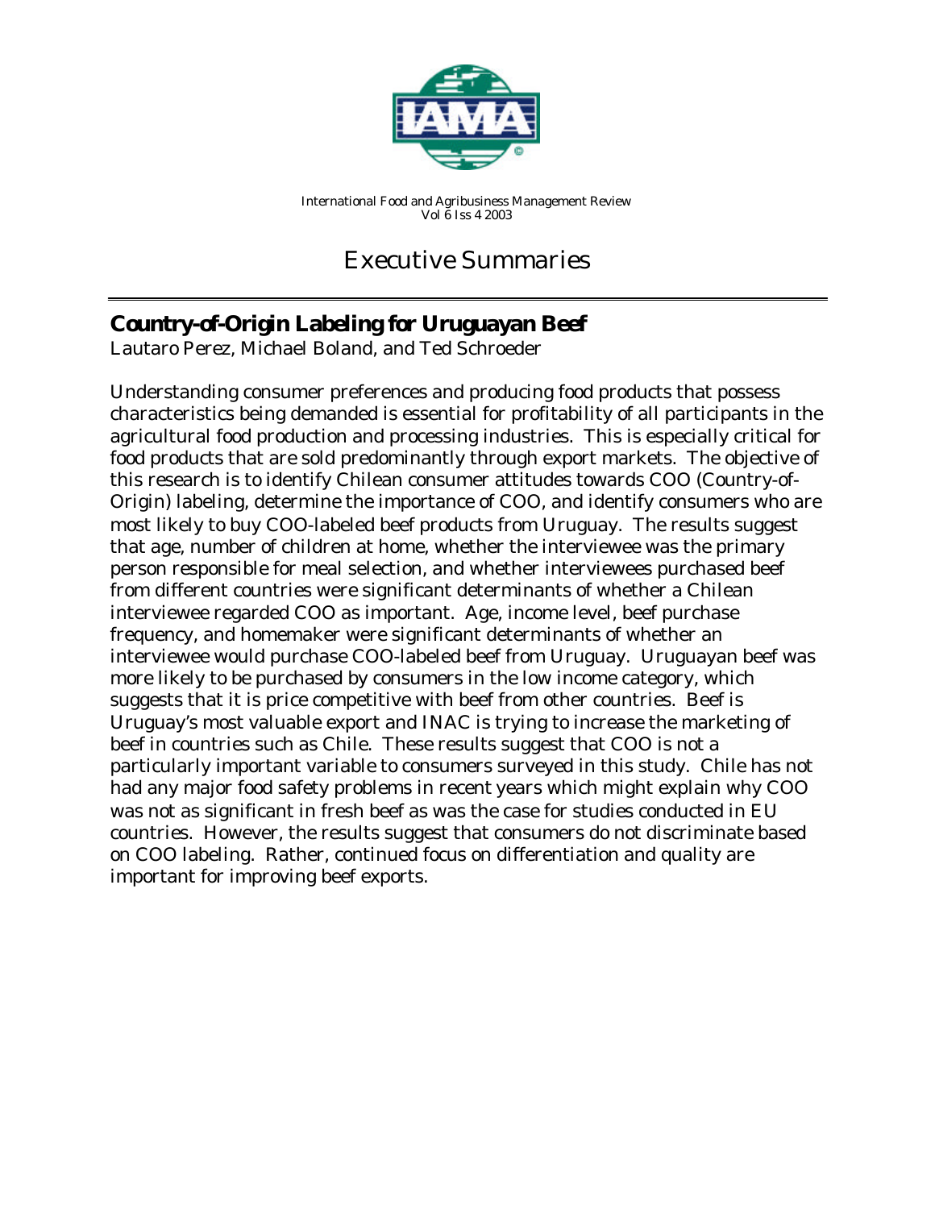# Executive Summaries

## Country-of-Origin Labeling for Uruguayan Beef

Lautaro Perez, Michael Boland, and Ted Schroeder

Understanding consumer preferences and producing food products that possess characteristics being demanded is essential for profitability of all participants in the agricultural food production and processing industries. This is especially critical for food products that are sold predominantly through export markets. The objective of this research is to identify Chilean consumer attitudes towards COO (Country-of-Origin) labeling, determine the importance of COO, and identify consumers who are most likely to buy COO-labeled beef products from Uruguay. The results suggest that age, number of children at home, whether the interviewee was the primary person responsible for meal selection, and whether interviewees purchased beef from different countries were significant determinants of whether a Chilean interviewee regarded COO as important. Age, income level, beef purchase frequency, and homemaker were significant determinants of whether an interviewee would purchase COO-labeled beef from Uruguay. Uruguayan beef was more likely to be purchased by consumers in the low income category, which suggests that it is price competitive with beef from other countries. Beef is Uruguay's most valuable export and INAC is trying to increase the marketing of beef in countries such as Chile. These results suggest that COO is not a particularly important variable to consumers surveyed in this study. Chile has not had any major food safety problems in recent years which might explain why COO was not as significant in fresh beef as was the case for studies conducted in EU countries. However, the results suggest that consumers do not discriminate based on COO labeling. Rather, continued focus on differentiation and quality are important for improving beef exports.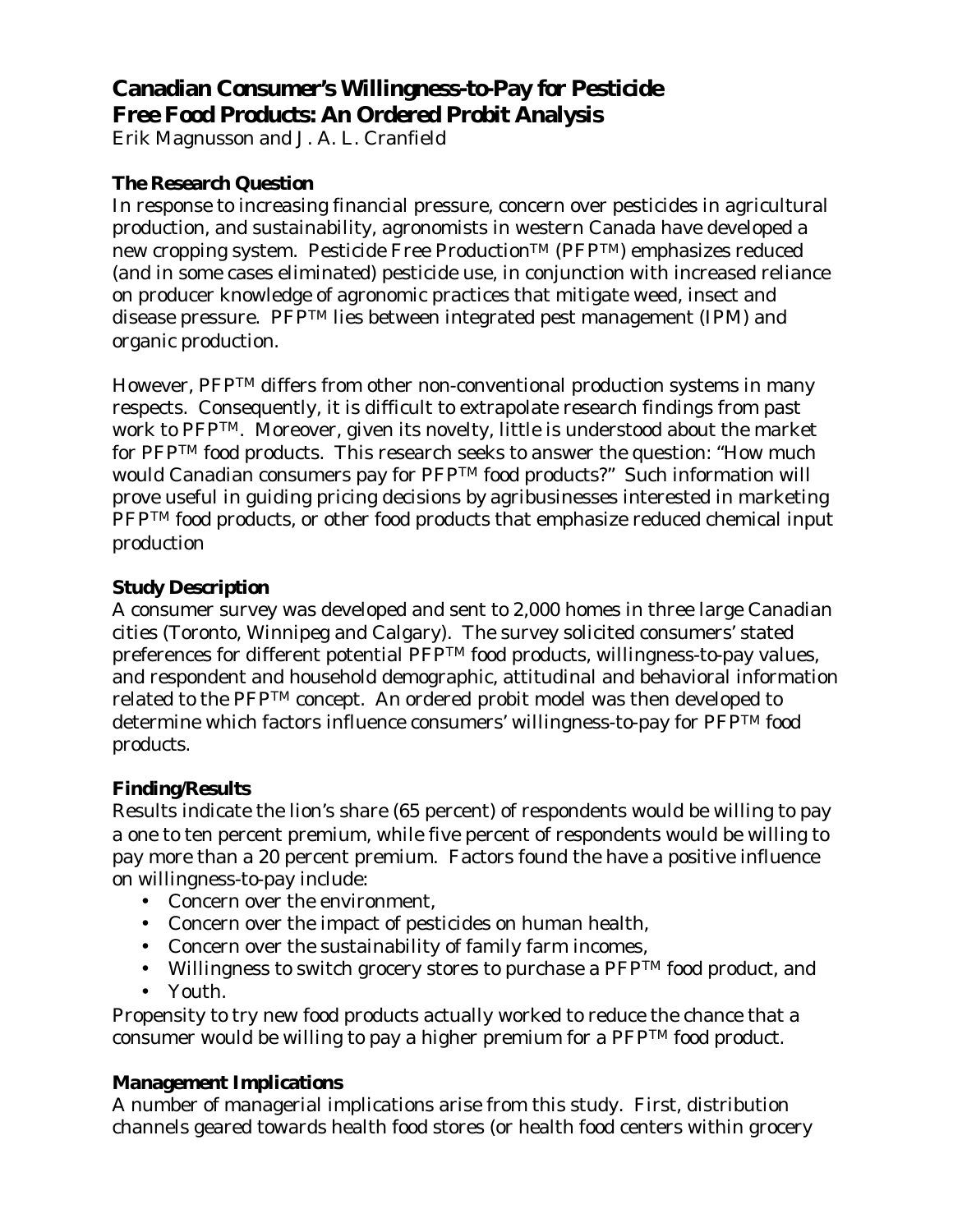# Canadian Consumer's Willingness-to-Pay for Pesticide Free Food Products: An Ordered Probit Analysis

Erik Magnusson and J. A. L. Cranfield

### The Research Question

In response to increasing financial pressure, concern over pesticides in agricultural production, and sustainability, agronomists in western Canada have developed a new cropping system. Pesticide Free Production™ (PFP™) emphasizes reduced (and in some cases eliminated) pesticide use, in conjunction with increased reliance on producer knowledge of agronomic practices that mitigate weed, insect and disease pressure. PFP™ lies between integrated pest management (IPM) and organic production.

However, PFP™ differs from other non-conventional production systems in many respects. Consequently, it is difficult to extrapolate research findings from past work to PFP™. Moreover, given its novelty, little is understood about the market for PFP™ food products. This research seeks to answer the question: "How much would Canadian consumers pay for PFP™ food products?" Such information will prove useful in guiding pricing decisions by agribusinesses interested in marketing PFP™ food products, or other food products that emphasize reduced chemical input production

### Study Description

A consumer survey was developed and sent to 2,000 homes in three large Canadian cities (Toronto, Winnipeg and Calgary). The survey solicited consumers' stated preferences for different potential PFP™ food products, willingness-to-pay values, and respondent and household demographic, attitudinal and behavioral information related to the PFP™ concept. An ordered probit model was then developed to determine which factors influence consumers' willingness-to-pay for PFP™ food products.

### Finding/Results

Results indicate the lion's share (65 percent) of respondents would be willing to pay a one to ten percent premium, while five percent of respondents would be willing to pay more than a 20 percent premium. Factors found the have a positive influence on willingness-to-pay include:

- Concern over the environment,
- Concern over the impact of pesticides on human health,
- Concern over the sustainability of family farm incomes,
- Willingness to switch grocery stores to purchase a PFP™ food product, and
- Youth.

Propensity to try new food products actually worked to reduce the chance that a consumer would be willing to pay a higher premium for a PFP™ food product.

### Management Implications

A number of managerial implications arise from this study. First, distribution channels geared towards health food stores (or health food centers within grocery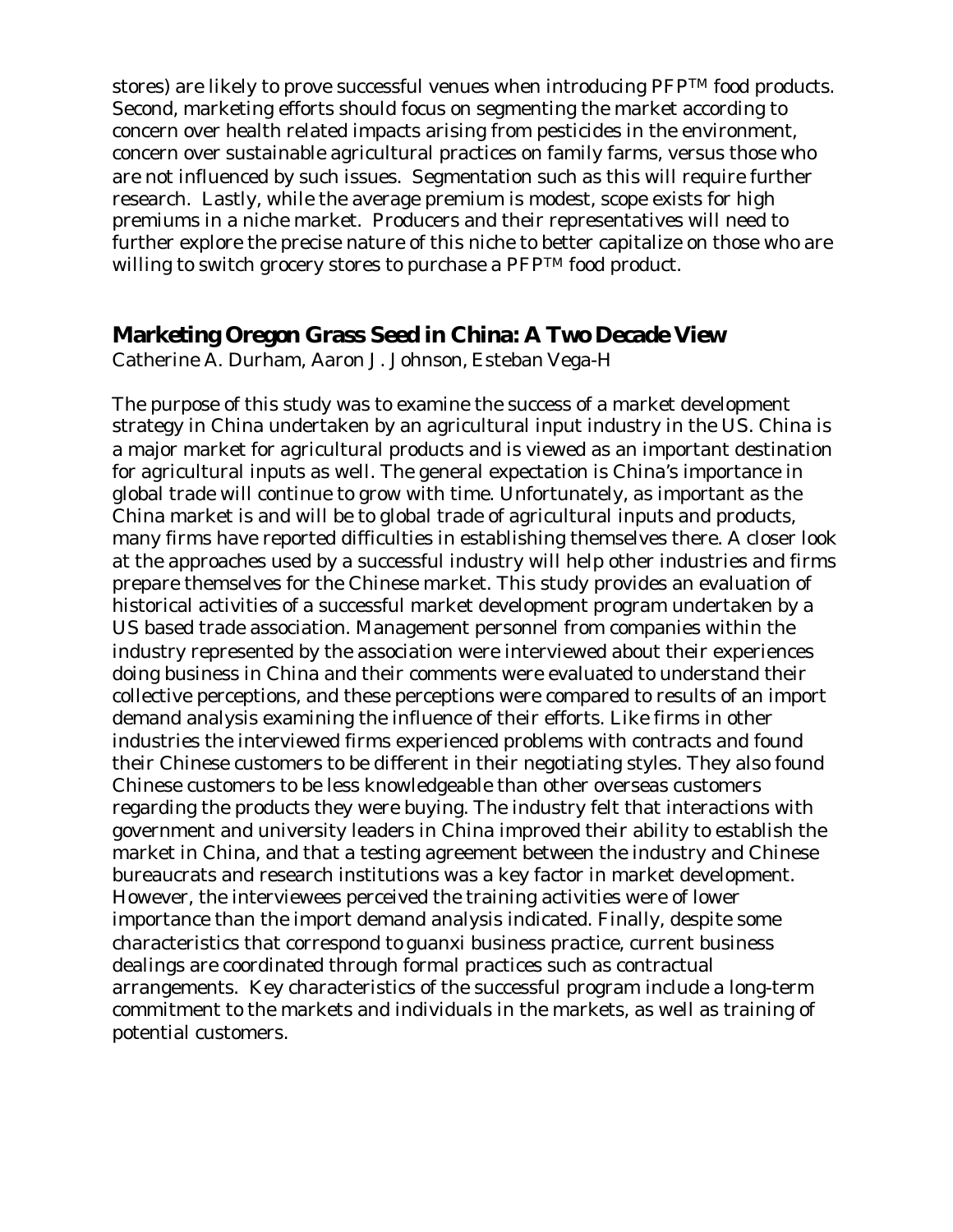stores) are likely to prove successful venues when introducing PFP™ food products. Second, marketing efforts should focus on segmenting the market according to concern over health related impacts arising from pesticides in the environment, concern over sustainable agricultural practices on family farms, versus those who are not influenced by such issues. Segmentation such as this will require further research. Lastly, while the average premium is modest, scope exists for high premiums in a niche market. Producers and their representatives will need to further explore the precise nature of this niche to better capitalize on those who are willing to switch grocery stores to purchase a PFP™ food product.

## Marketing Oregon Grass Seed in China: A Two Decade View

Catherine A. Durham, Aaron J. Johnson, Esteban Vega-H

The purpose of this study was to examine the success of a market development strategy in China undertaken by an agricultural input industry in the US. China is a major market for agricultural products and is viewed as an important destination for agricultural inputs as well. The general expectation is China's importance in global trade will continue to grow with time. Unfortunately, as important as the China market is and will be to global trade of agricultural inputs and products, many firms have reported difficulties in establishing themselves there. A closer look at the approaches used by a successful industry will help other industries and firms prepare themselves for the Chinese market. This study provides an evaluation of historical activities of a successful market development program undertaken by a US based trade association. Management personnel from companies within the industry represented by the association were interviewed about their experiences doing business in China and their comments were evaluated to understand their collective perceptions, and these perceptions were compared to results of an import demand analysis examining the influence of their efforts. Like firms in other industries the interviewed firms experienced problems with contracts and found their Chinese customers to be different in their negotiating styles. They also found Chinese customers to be less knowledgeable than other overseas customers regarding the products they were buying. The industry felt that interactions with government and university leaders in China improved their ability to establish the market in China, and that a testing agreement between the industry and Chinese bureaucrats and research institutions was a key factor in market development. However, the interviewees perceived the training activities were of lower importance than the import demand analysis indicated. Finally, despite some characteristics that correspond to guanxi business practice, current business dealings are coordinated through formal practices such as contractual arrangements. Key characteristics of the successful program include a long-term commitment to the markets and individuals in the markets, as well as training of potential customers.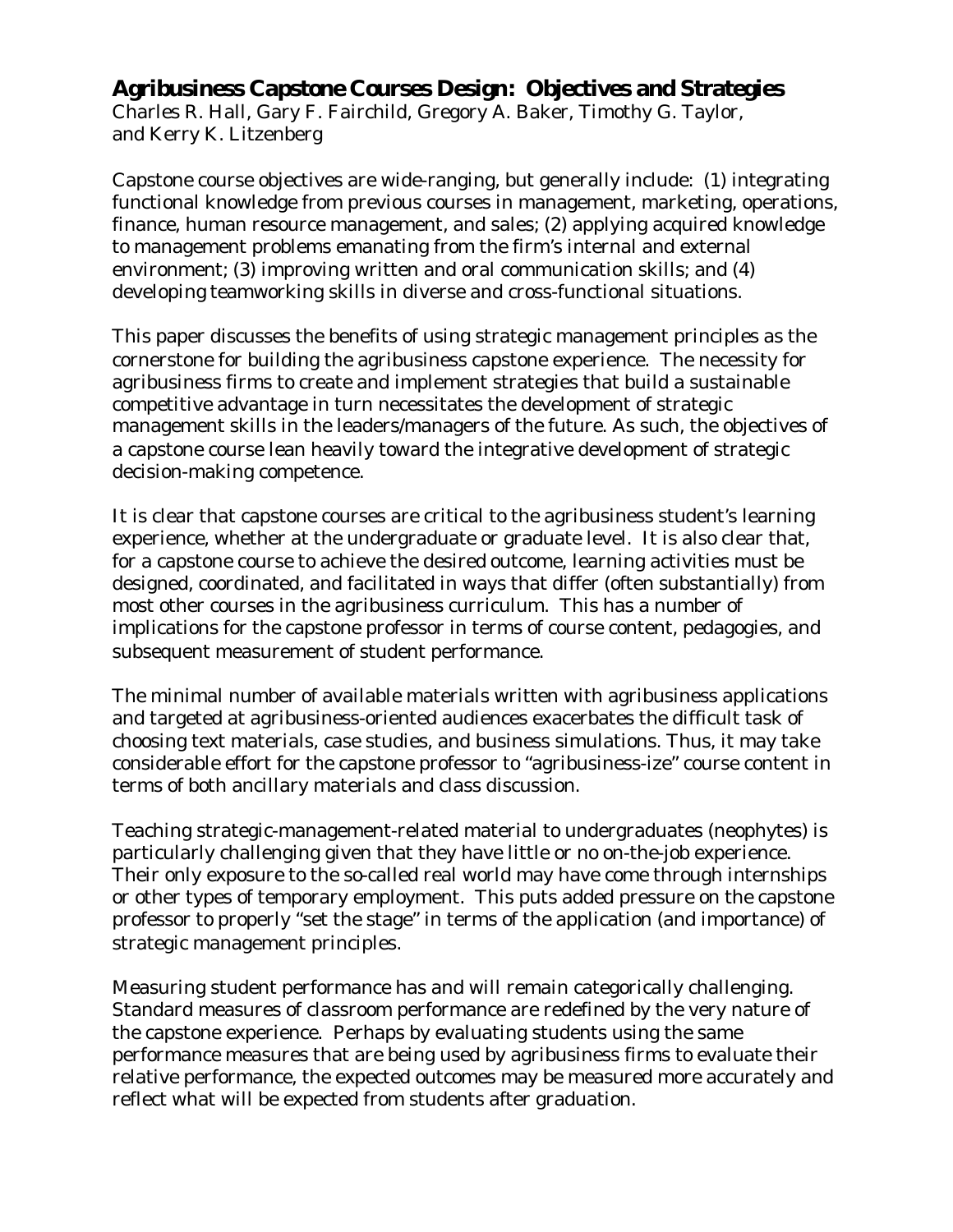## Agribusiness Capstone Courses Design: Objectives and Strategies

Charles R. Hall, Gary F. Fairchild, Gregory A. Baker, Timothy G. Taylor, and Kerry K. Litzenberg

Capstone course objectives are wide-ranging, but generally include: (1) integrating functional knowledge from previous courses in management, marketing, operations, finance, human resource management, and sales; (2) applying acquired knowledge to management problems emanating from the firm's internal and external environment; (3) improving written and oral communication skills; and (4) developing teamworking skills in diverse and cross-functional situations.

This paper discusses the benefits of using strategic management principles as the cornerstone for building the agribusiness capstone experience. The necessity for agribusiness firms to create and implement strategies that build a sustainable competitive advantage in turn necessitates the development of strategic management skills in the leaders/managers of the future. As such, the objectives of a capstone course lean heavily toward the integrative development of strategic decision-making competence.

It is clear that capstone courses are critical to the agribusiness student's learning experience, whether at the undergraduate or graduate level. It is also clear that, for a capstone course to achieve the desired outcome, learning activities must be designed, coordinated, and facilitated in ways that differ (often substantially) from most other courses in the agribusiness curriculum. This has a number of implications for the capstone professor in terms of course content, pedagogies, and subsequent measurement of student performance.

The minimal number of available materials written with agribusiness applications and targeted at agribusiness-oriented audiences exacerbates the difficult task of choosing text materials, case studies, and business simulations. Thus, it may take considerable effort for the capstone professor to "agribusiness-ize" course content in terms of both ancillary materials and class discussion.

Teaching strategic-management-related material to undergraduates (neophytes) is particularly challenging given that they have little or no on-the-job experience. Their only exposure to the so-called real world may have come through internships or other types of temporary employment. This puts added pressure on the capstone professor to properly "set the stage" in terms of the application (and importance) of strategic management principles.

Measuring student performance has and will remain categorically challenging. Standard measures of classroom performance are redefined by the very nature of the capstone experience. Perhaps by evaluating students using the same performance measures that are being used by agribusiness firms to evaluate their relative performance, the expected outcomes may be measured more accurately and reflect what will be expected from students after graduation.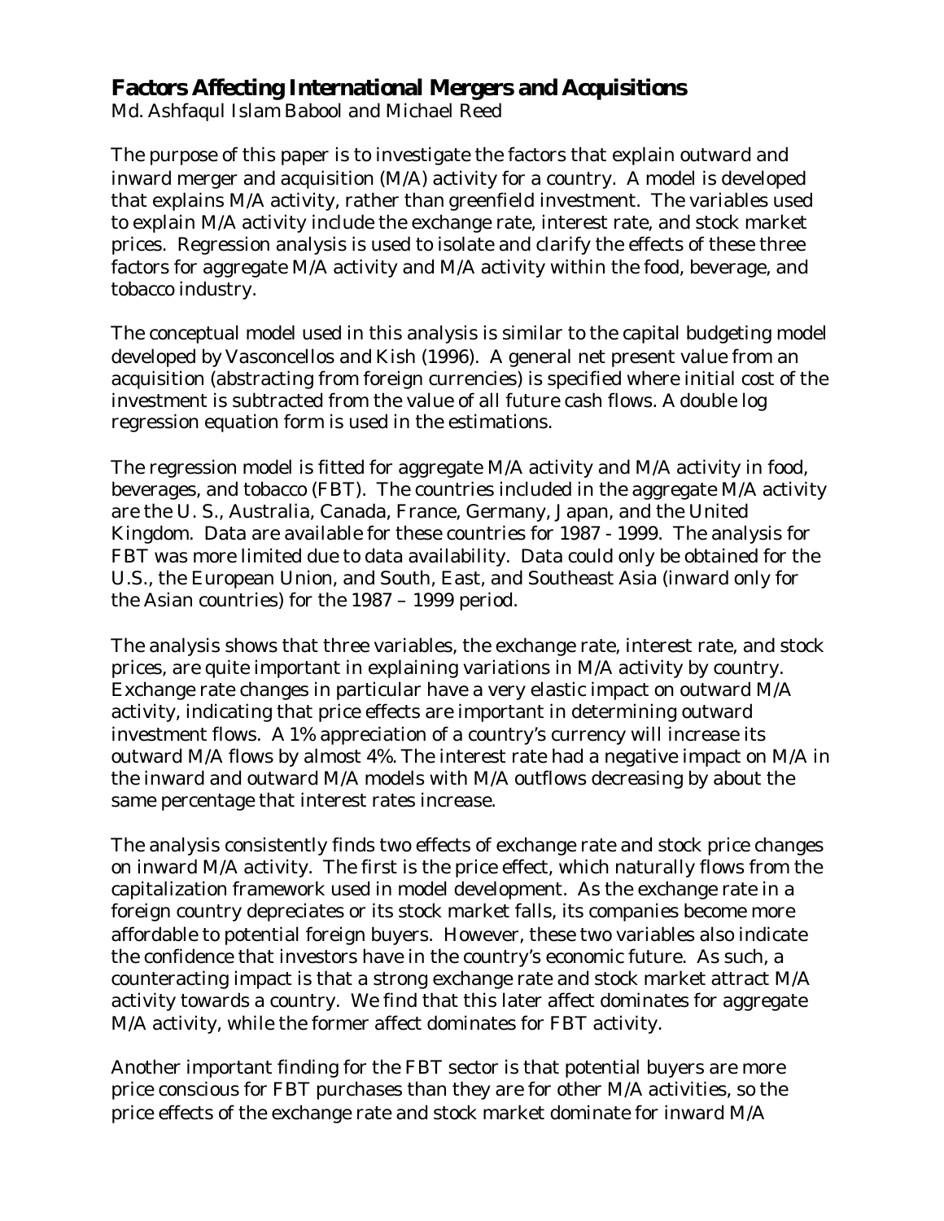## Factors Affecting International Mergers and Acquisitions

Md. Ashfaqul Islam Babool and Michael Reed

The purpose of this paper is to investigate the factors that explain outward and inward merger and acquisition (M/A) activity for a country. A model is developed that explains M/A activity, rather than greenfield investment. The variables used to explain M/A activity include the exchange rate, interest rate, and stock market prices. Regression analysis is used to isolate and clarify the effects of these three factors for aggregate M/A activity and M/A activity within the food, beverage, and tobacco industry.

The conceptual model used in this analysis is similar to the capital budgeting model developed by Vasconcellos and Kish (1996). A general net present value from an acquisition (abstracting from foreign currencies) is specified where initial cost of the investment is subtracted from the value of all future cash flows. A double log regression equation form is used in the estimations.

The regression model is fitted for aggregate M/A activity and M/A activity in food, beverages, and tobacco (FBT). The countries included in the aggregate M/A activity are the U. S., Australia, Canada, France, Germany, Japan, and the United Kingdom. Data are available for these countries for 1987 - 1999. The analysis for FBT was more limited due to data availability. Data could only be obtained for the U.S., the European Union, and South, East, and Southeast Asia (inward only for the Asian countries) for the 1987 – 1999 period.

The analysis shows that three variables, the exchange rate, interest rate, and stock prices, are quite important in explaining variations in M/A activity by country. Exchange rate changes in particular have a very elastic impact on outward M/A activity, indicating that price effects are important in determining outward investment flows. A 1% appreciation of a country's currency will increase its outward M/A flows by almost 4%. The interest rate had a negative impact on M/A in the inward and outward M/A models with M/A outflows decreasing by about the same percentage that interest rates increase.

The analysis consistently finds two effects of exchange rate and stock price changes on inward M/A activity. The first is the price effect, which naturally flows from the capitalization framework used in model development. As the exchange rate in a foreign country depreciates or its stock market falls, its companies become more affordable to potential foreign buyers. However, these two variables also indicate the confidence that investors have in the country's economic future. As such, a counteracting impact is that a strong exchange rate and stock market attract M/A activity towards a country. We find that this later affect dominates for aggregate M/A activity, while the former affect dominates for FBT activity.

Another important finding for the FBT sector is that potential buyers are more price conscious for FBT purchases than they are for other M/A activities, so the price effects of the exchange rate and stock market dominate for inward M/A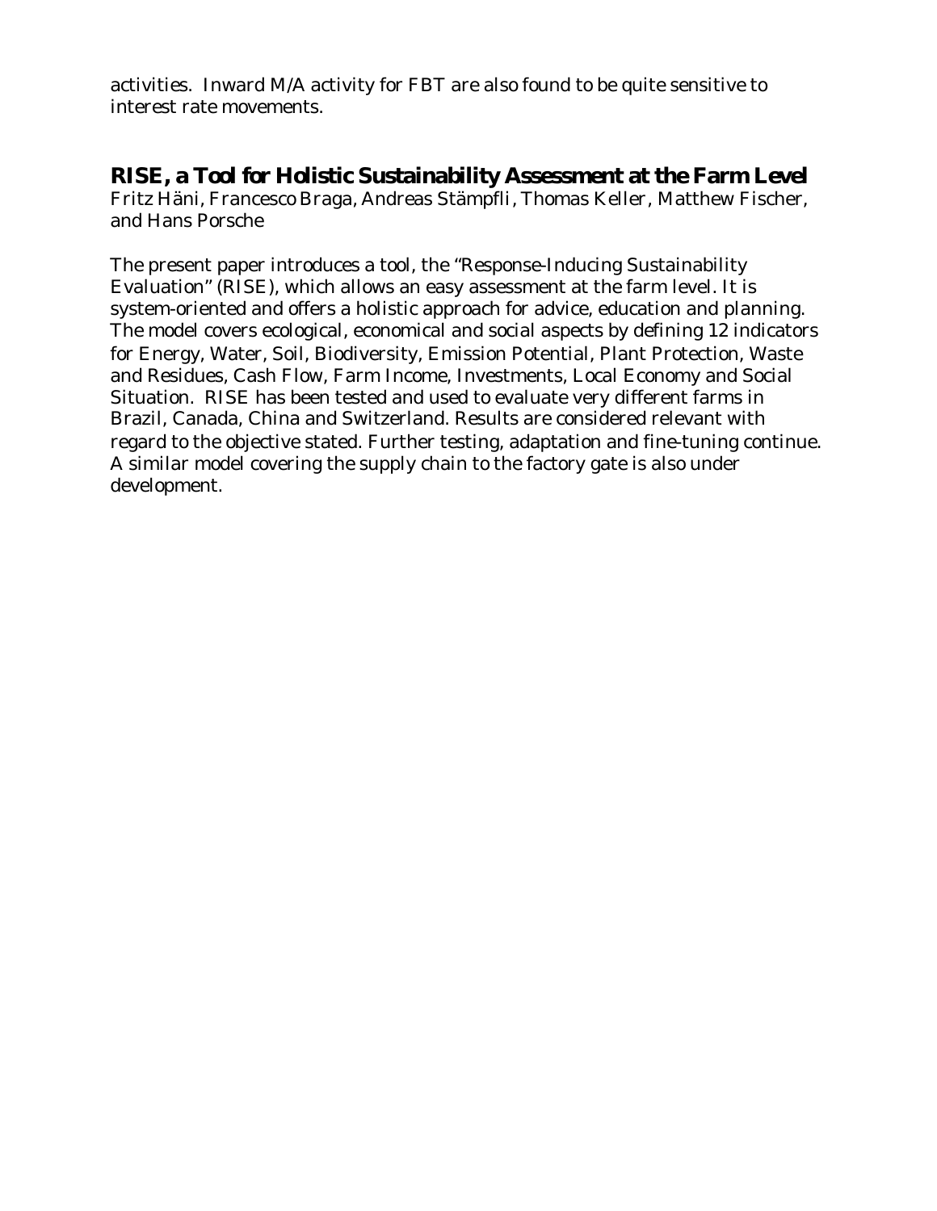activities. Inward M/A activity for FBT are also found to be quite sensitive to interest rate movements.

## RISE, a Tool for Holistic Sustainability Assessment at the Farm Level

Fritz Häni, Francesco Braga, Andreas Stämpfli, Thomas Keller, Matthew Fischer, and Hans Porsche

The present paper introduces a tool, the "Response-Inducing Sustainability Evaluation" (RISE), which allows an easy assessment at the farm level. It is system-oriented and offers a holistic approach for advice, education and planning. The model covers ecological, economical and social aspects by defining 12 indicators for Energy, Water, Soil, Biodiversity, Emission Potential, Plant Protection, Waste and Residues, Cash Flow, Farm Income, Investments, Local Economy and Social Situation. RISE has been tested and used to evaluate very different farms in Brazil, Canada, China and Switzerland. Results are considered relevant with regard to the objective stated. Further testing, adaptation and fine-tuning continue. A similar model covering the supply chain to the factory gate is also under development.